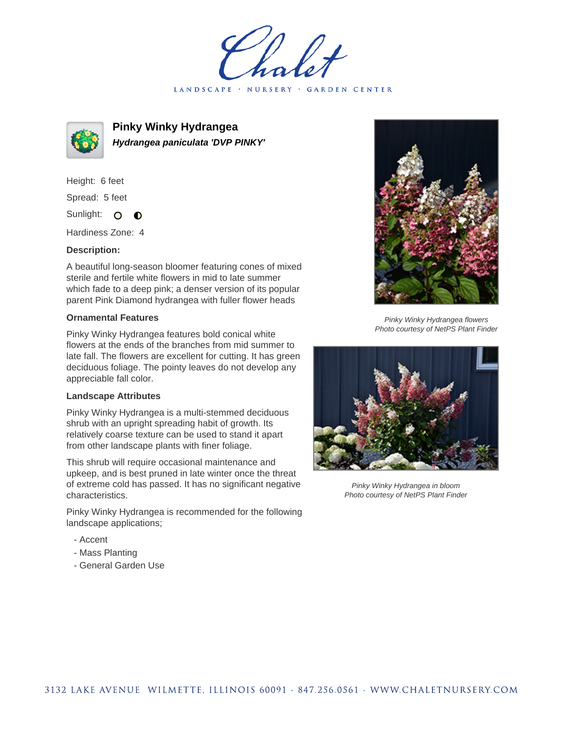# Chalet

LANDSCAPE · NURSERY · GARDEN CENTER

## Pinky Winky Hydrangea

***Hydrangea paniculata 'DVP PINKY'***

Height: 6 feet

Spread: 5 feet

Sunlight:

Hardiness Zone: 4

**Description:**

A beautiful long-season bloomer featuring cones of mixed sterile and fertile white flowers in mid to late summer which fade to a deep pink; a denser version of its popular parent Pink Diamond hydrangea with fuller flower heads

**Ornamental Features**

Pinky Winky Hydrangea features bold conical white flowers at the ends of the branches from mid summer to late fall. The flowers are excellent for cutting. It has green deciduous foliage. The pointy leaves do not develop any appreciable fall color.

**Landscape Attributes**

Pinky Winky Hydrangea is a multi-stemmed deciduous shrub with an upright spreading habit of growth. Its relatively coarse texture can be used to stand it apart from other landscape plants with finer foliage.

This shrub will require occasional maintenance and upkeep, and is best pruned in late winter once the threat of extreme cold has passed. It has no significant negative characteristics.

Pinky Winky Hydrangea is recommended for the following landscape applications;

- Accent
- Mass Planting
- General Garden Use

*Pinky Winky Hydrangea flowers*
*Photo courtesy of NetPS Plant Finder*

*Pinky Winky Hydrangea in bloom*
*Photo courtesy of NetPS Plant Finder*

3132 LAKE AVENUE WILMETTE, ILLINOIS 60091 · 847.256.0561 · WWW.CHALETNURSERY.COM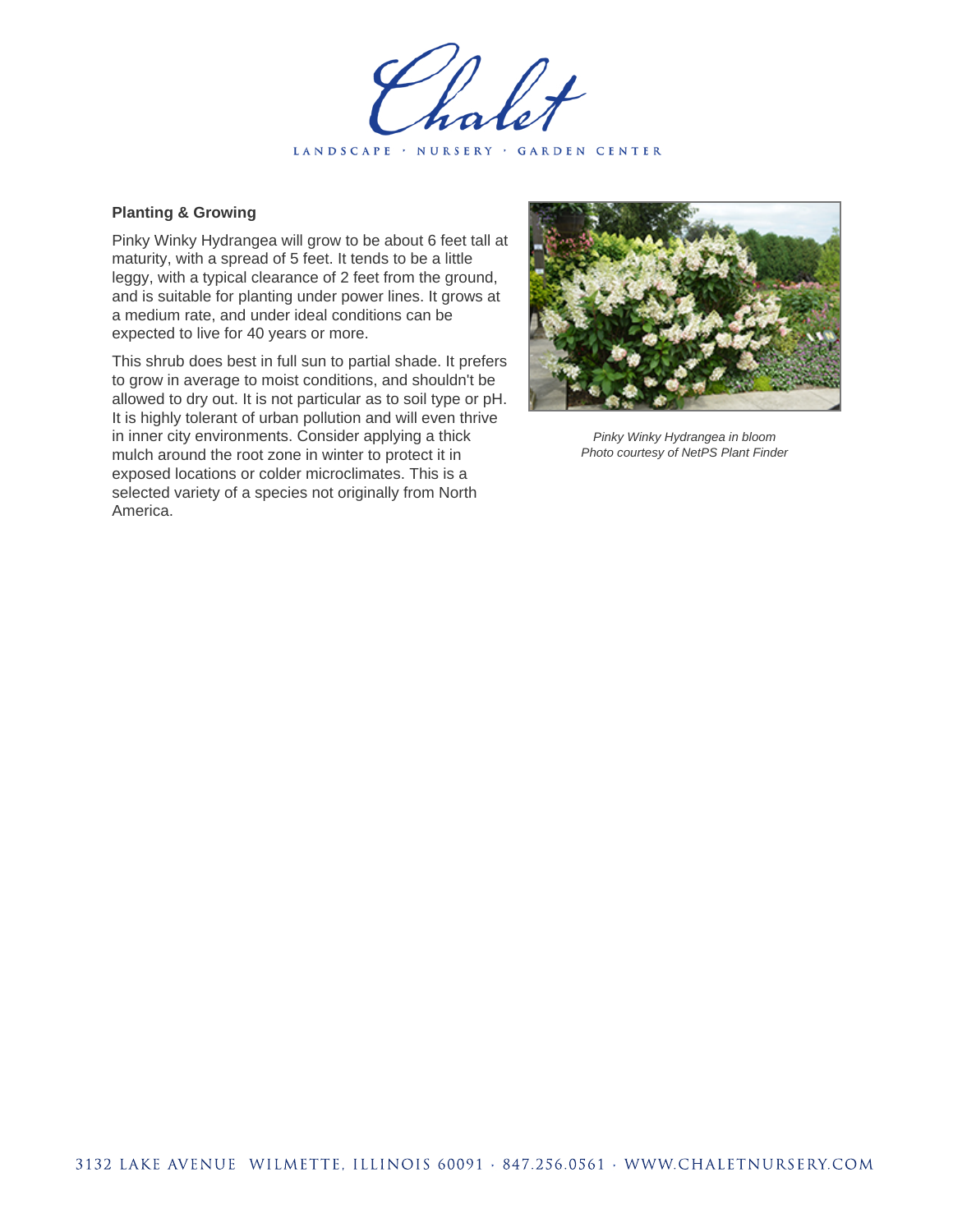## Planting & Growing

Pinky Winky Hydrangea will grow to be about 6 feet tall at maturity, with a spread of 5 feet. It tends to be a little leggy, with a typical clearance of 2 feet from the ground, and is suitable for planting under power lines. It grows at a medium rate, and under ideal conditions can be expected to live for 40 years or more.

This shrub does best in full sun to partial shade. It prefers to grow in average to moist conditions, and shouldn't be allowed to dry out. It is not particular as to soil type or pH. It is highly tolerant of urban pollution and will even thrive in inner city environments. Consider applying a thick mulch around the root zone in winter to protect it in exposed locations or colder microclimates. This is a selected variety of a species not originally from North America.

*Pinky Winky Hydrangea in bloom*
*Photo courtesy of NetPS Plant Finder*